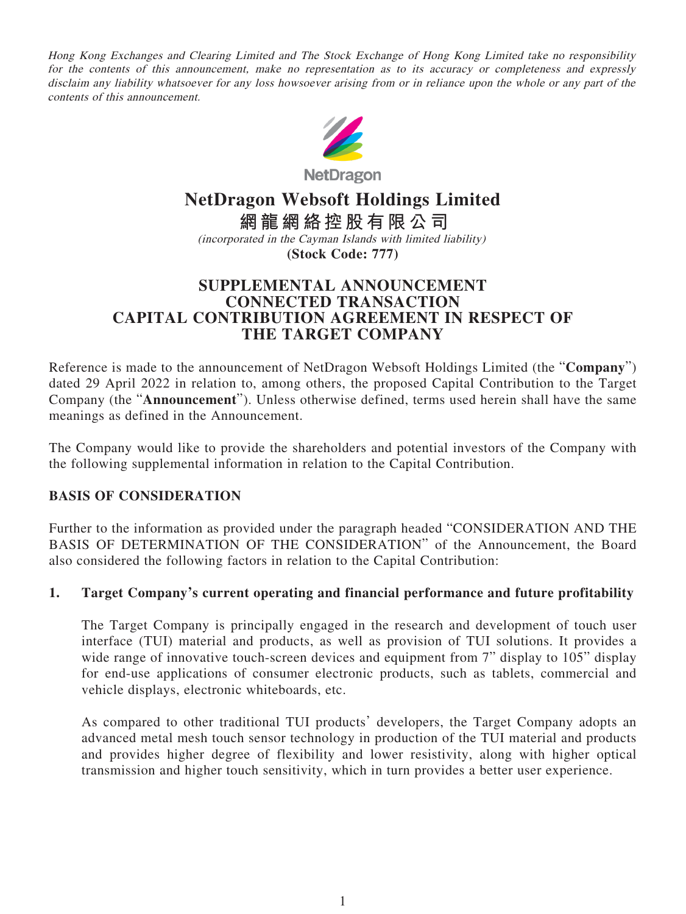*Hong Kong Exchanges and Clearing Limited and The Stock Exchange of Hong Kong Limited take no responsibility for the contents of this announcement, make no representation as to its accuracy or completeness and expressly disclaim any liability whatsoever for any loss howsoever arising from or in reliance upon the whole or any part of the contents of this announcement.*

NetDragon

# NetDragon Websoft Holdings Limited

# 網龍網絡控股有限公司

*(incorporated in the Cayman Islands with limited liability)*

**(Stock Code: 777)**

## SUPPLEMENTAL ANNOUNCEMENT
## CONNECTED TRANSACTION
## CAPITAL CONTRIBUTION AGREEMENT IN RESPECT OF THE TARGET COMPANY

Reference is made to the announcement of NetDragon Websoft Holdings Limited (the "**Company**") dated 29 April 2022 in relation to, among others, the proposed Capital Contribution to the Target Company (the "**Announcement**"). Unless otherwise defined, terms used herein shall have the same meanings as defined in the Announcement.

The Company would like to provide the shareholders and potential investors of the Company with the following supplemental information in relation to the Capital Contribution.

### BASIS OF CONSIDERATION

Further to the information as provided under the paragraph headed "CONSIDERATION AND THE BASIS OF DETERMINATION OF THE CONSIDERATION" of the Announcement, the Board also considered the following factors in relation to the Capital Contribution:

**1. Target Company's current operating and financial performance and future profitability**

The Target Company is principally engaged in the research and development of touch user interface (TUI) material and products, as well as provision of TUI solutions. It provides a wide range of innovative touch-screen devices and equipment from 7" display to 105" display for end-use applications of consumer electronic products, such as tablets, commercial and vehicle displays, electronic whiteboards, etc.

As compared to other traditional TUI products' developers, the Target Company adopts an advanced metal mesh touch sensor technology in production of the TUI material and products and provides higher degree of flexibility and lower resistivity, along with higher optical transmission and higher touch sensitivity, which in turn provides a better user experience.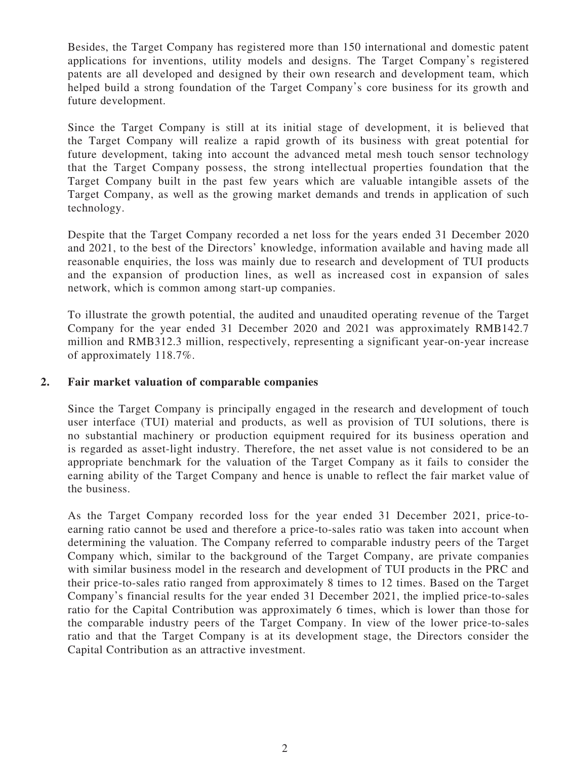Besides, the Target Company has registered more than 150 international and domestic patent applications for inventions, utility models and designs. The Target Company's registered patents are all developed and designed by their own research and development team, which helped build a strong foundation of the Target Company's core business for its growth and future development.

Since the Target Company is still at its initial stage of development, it is believed that the Target Company will realize a rapid growth of its business with great potential for future development, taking into account the advanced metal mesh touch sensor technology that the Target Company possess, the strong intellectual properties foundation that the Target Company built in the past few years which are valuable intangible assets of the Target Company, as well as the growing market demands and trends in application of such technology.

Despite that the Target Company recorded a net loss for the years ended 31 December 2020 and 2021, to the best of the Directors' knowledge, information available and having made all reasonable enquiries, the loss was mainly due to research and development of TUI products and the expansion of production lines, as well as increased cost in expansion of sales network, which is common among start-up companies.

To illustrate the growth potential, the audited and unaudited operating revenue of the Target Company for the year ended 31 December 2020 and 2021 was approximately RMB142.7 million and RMB312.3 million, respectively, representing a significant year-on-year increase of approximately 118.7%.

**2. Fair market valuation of comparable companies**

Since the Target Company is principally engaged in the research and development of touch user interface (TUI) material and products, as well as provision of TUI solutions, there is no substantial machinery or production equipment required for its business operation and is regarded as asset-light industry. Therefore, the net asset value is not considered to be an appropriate benchmark for the valuation of the Target Company as it fails to consider the earning ability of the Target Company and hence is unable to reflect the fair market value of the business.

As the Target Company recorded loss for the year ended 31 December 2021, price-to-earning ratio cannot be used and therefore a price-to-sales ratio was taken into account when determining the valuation. The Company referred to comparable industry peers of the Target Company which, similar to the background of the Target Company, are private companies with similar business model in the research and development of TUI products in the PRC and their price-to-sales ratio ranged from approximately 8 times to 12 times. Based on the Target Company's financial results for the year ended 31 December 2021, the implied price-to-sales ratio for the Capital Contribution was approximately 6 times, which is lower than those for the comparable industry peers of the Target Company. In view of the lower price-to-sales ratio and that the Target Company is at its development stage, the Directors consider the Capital Contribution as an attractive investment.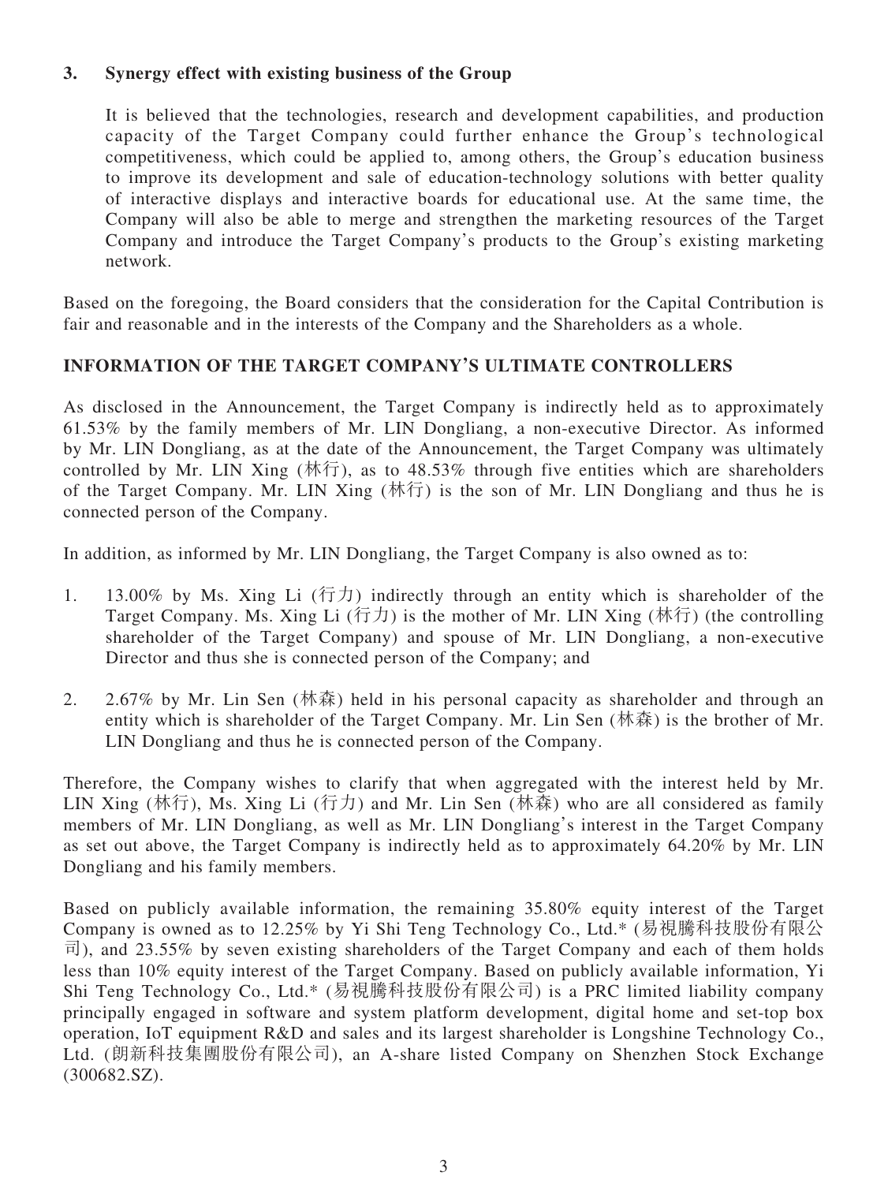3. **Synergy effect with existing business of the Group**

   It is believed that the technologies, research and development capabilities, and production capacity of the Target Company could further enhance the Group's technological competitiveness, which could be applied to, among others, the Group's education business to improve its development and sale of education-technology solutions with better quality of interactive displays and interactive boards for educational use. At the same time, the Company will also be able to merge and strengthen the marketing resources of the Target Company and introduce the Target Company's products to the Group's existing marketing network.

Based on the foregoing, the Board considers that the consideration for the Capital Contribution is fair and reasonable and in the interests of the Company and the Shareholders as a whole.

## INFORMATION OF THE TARGET COMPANY'S ULTIMATE CONTROLLERS

As disclosed in the Announcement, the Target Company is indirectly held as to approximately 61.53% by the family members of Mr. LIN Dongliang, a non-executive Director. As informed by Mr. LIN Dongliang, as at the date of the Announcement, the Target Company was ultimately controlled by Mr. LIN Xing (林行), as to 48.53% through five entities which are shareholders of the Target Company. Mr. LIN Xing (林行) is the son of Mr. LIN Dongliang and thus he is connected person of the Company.

In addition, as informed by Mr. LIN Dongliang, the Target Company is also owned as to:

1. 13.00% by Ms. Xing Li (行力) indirectly through an entity which is shareholder of the Target Company. Ms. Xing Li (行力) is the mother of Mr. LIN Xing (林行) (the controlling shareholder of the Target Company) and spouse of Mr. LIN Dongliang, a non-executive Director and thus she is connected person of the Company; and

2. 2.67% by Mr. Lin Sen (林森) held in his personal capacity as shareholder and through an entity which is shareholder of the Target Company. Mr. Lin Sen (林森) is the brother of Mr. LIN Dongliang and thus he is connected person of the Company.

Therefore, the Company wishes to clarify that when aggregated with the interest held by Mr. LIN Xing (林行), Ms. Xing Li (行力) and Mr. Lin Sen (林森) who are all considered as family members of Mr. LIN Dongliang, as well as Mr. LIN Dongliang's interest in the Target Company as set out above, the Target Company is indirectly held as to approximately 64.20% by Mr. LIN Dongliang and his family members.

Based on publicly available information, the remaining 35.80% equity interest of the Target Company is owned as to 12.25% by Yi Shi Teng Technology Co., Ltd.* (易視騰科技股份有限公司), and 23.55% by seven existing shareholders of the Target Company and each of them holds less than 10% equity interest of the Target Company. Based on publicly available information, Yi Shi Teng Technology Co., Ltd.* (易視騰科技股份有限公司) is a PRC limited liability company principally engaged in software and system platform development, digital home and set-top box operation, IoT equipment R&D and sales and its largest shareholder is Longshine Technology Co., Ltd. (朗新科技集團股份有限公司), an A-share listed Company on Shenzhen Stock Exchange (300682.SZ).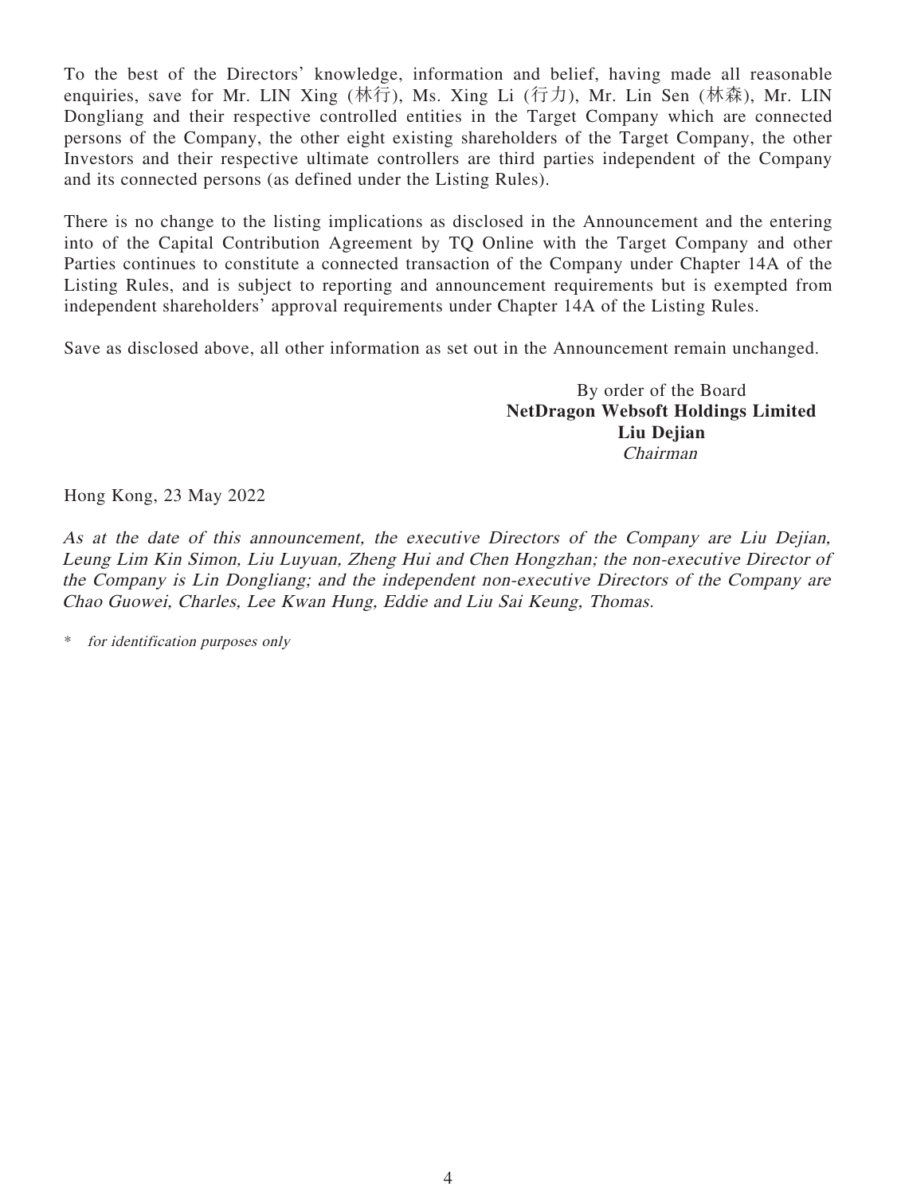To the best of the Directors' knowledge, information and belief, having made all reasonable enquiries, save for Mr. LIN Xing (林行), Ms. Xing Li (行力), Mr. Lin Sen (林森), Mr. LIN Dongliang and their respective controlled entities in the Target Company which are connected persons of the Company, the other eight existing shareholders of the Target Company, the other Investors and their respective ultimate controllers are third parties independent of the Company and its connected persons (as defined under the Listing Rules).

There is no change to the listing implications as disclosed in the Announcement and the entering into of the Capital Contribution Agreement by TQ Online with the Target Company and other Parties continues to constitute a connected transaction of the Company under Chapter 14A of the Listing Rules, and is subject to reporting and announcement requirements but is exempted from independent shareholders' approval requirements under Chapter 14A of the Listing Rules.

Save as disclosed above, all other information as set out in the Announcement remain unchanged.

By order of the Board
**NetDragon Websoft Holdings Limited**
**Liu Dejian**
*Chairman*

Hong Kong, 23 May 2022

*As at the date of this announcement, the executive Directors of the Company are Liu Dejian, Leung Lim Kin Simon, Liu Luyuan, Zheng Hui and Chen Hongzhan; the non-executive Director of the Company is Lin Dongliang; and the independent non-executive Directors of the Company are Chao Guowei, Charles, Lee Kwan Hung, Eddie and Liu Sai Keung, Thomas.*

\* *for identification purposes only*